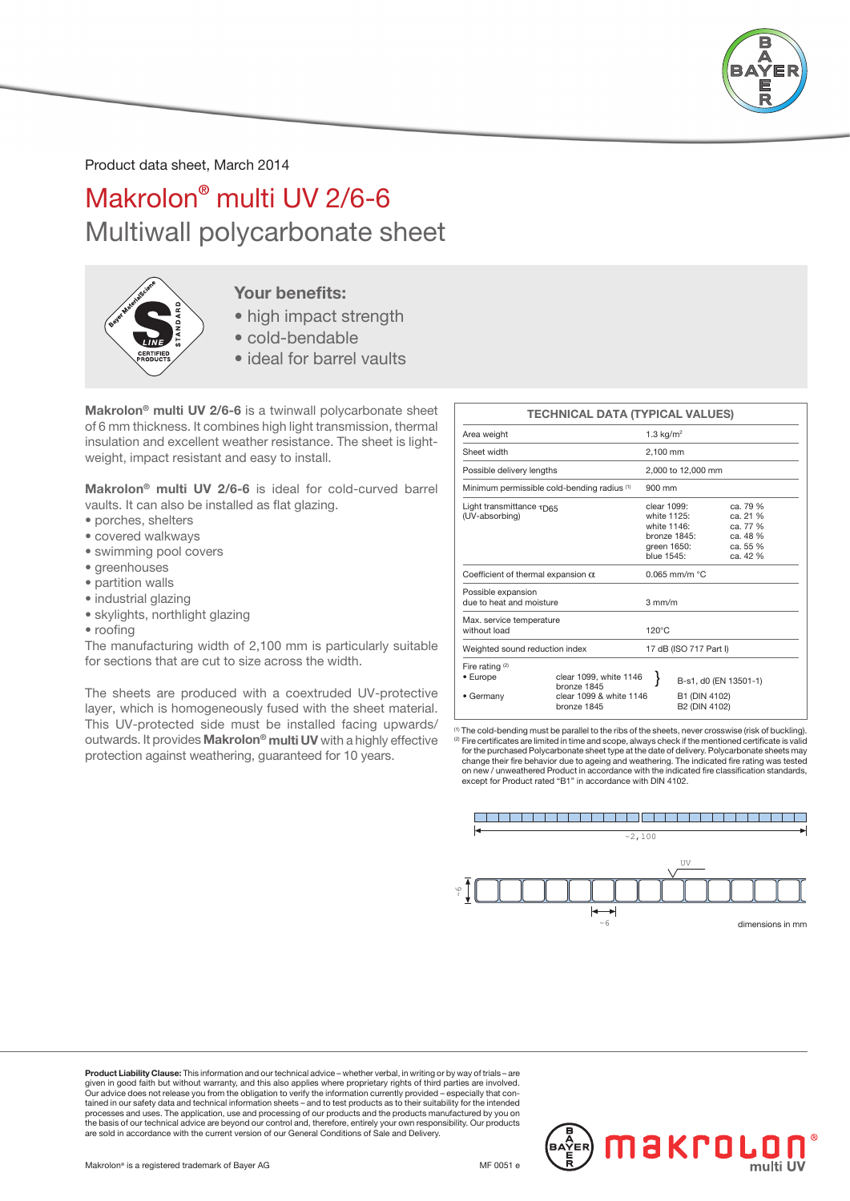Product data sheet, March 2014

# Makrolon® multi UV 2/6-6

## Multiwall polycarbonate sheet

### Your benefits:

- high impact strength
- cold-bendable
- ideal for barrel vaults

**Makrolon® multi UV 2/6-6** is a twinwall polycarbonate sheet of 6 mm thickness. It combines high light transmission, thermal insulation and excellent weather resistance. The sheet is lightweight, impact resistant and easy to install.

**Makrolon® multi UV 2/6-6** is ideal for cold-curved barrel vaults. It can also be installed as flat glazing.

- porches, shelters
- covered walkways
- swimming pool covers
- greenhouses
- partition walls
- industrial glazing
- skylights, northlight glazing
- roofing

The manufacturing width of 2,100 mm is particularly suitable for sections that are cut to size across the width.

The sheets are produced with a coextruded UV-protective layer, which is homogeneously fused with the sheet material. This UV-protected side must be installed facing upwards/ outwards. It provides **Makrolon® multi UV** with a highly effective protection against weathering, guaranteed for 10 years.

| TECHNICAL DATA (TYPICAL VALUES) | | |
|---|---|---|
| Area weight | 1.3 kg/m² | |
| Sheet width | 2,100 mm | |
| Possible delivery lengths | 2,000 to 12,000 mm | |
| Minimum permissible cold-bending radius [1] | 900 mm | |
| Light transmittance $\tau_{D65}$ (UV-absorbing) | clear 1099:<br>white 1125:<br>white 1146:<br>bronze 1845:<br>green 1650:<br>blue 1545: | ca. 79 %<br>ca. 21 %<br>ca. 77 %<br>ca. 48 %<br>ca. 55 %<br>ca. 42 % |
| Coefficient of thermal expansion $\alpha$ | 0.065 mm/m °C | |
| Possible expansion due to heat and moisture | 3 mm/m | |
| Max. service temperature without load | 120°C | |
| Weighted sound reduction index | 17 dB (ISO 717 Part I) | |
| Fire rating [2]<br>• Europe | clear 1099, white 1146<br>bronze 1845 | B-s1, d0 (EN 13501-1) |
| • Germany | clear 1099 & white 1146<br>bronze 1845 | B1 (DIN 4102)<br>B2 (DIN 4102) |

[1] The cold-bending must be parallel to the ribs of the sheets, never crosswise (risk of buckling).
[2] Fire certificates are limited in time and scope, always check if the mentioned certificate is valid for the purchased Polycarbonate sheet type at the date of delivery. Polycarbonate sheets may change their fire behavior due to ageing and weathering. The indicated fire rating was tested on new / unweathered Product in accordance with the indicated fire classification standards, except for Product rated "B1" in accordance with DIN 4102.

~2,100

UV

~6

~6

dimensions in mm

**Product Liability Clause:** This information and our technical advice – whether verbal, in writing or by way of trials – are given in good faith but without warranty, and this also applies where proprietary rights of third parties are involved. Our advice does not release you from the obligation to verify the information currently provided – especially that contained in our safety data and technical information sheets – and to test products as to their suitability for the intended processes and uses. The application, use and processing of our products and the products manufactured by you on the basis of our technical advice are beyond our control and, therefore, entirely your own responsibility. Our products are sold in accordance with the current version of our General Conditions of Sale and Delivery.

Makrolon® is a registered trademark of Bayer AG

MF 0051 e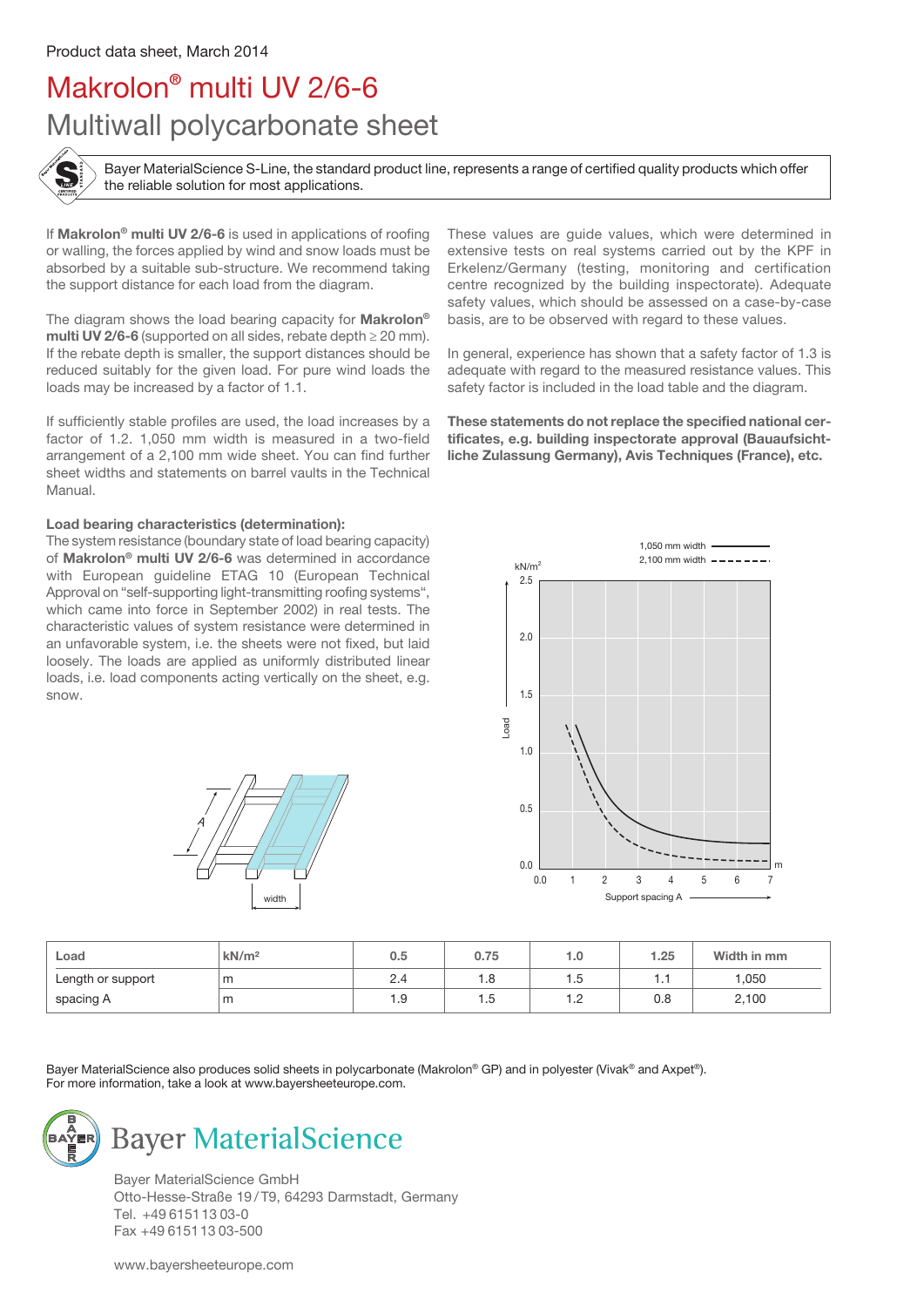Product data sheet, March 2014

# Makrolon® multi UV 2/6-6

## Multiwall polycarbonate sheet

Bayer MaterialScience S-Line, the standard product line, represents a range of certified quality products which offer the reliable solution for most applications.

If **Makrolon® multi UV 2/6-6** is used in applications of roofing or walling, the forces applied by wind and snow loads must be absorbed by a suitable sub-structure. We recommend taking the support distance for each load from the diagram.

The diagram shows the load bearing capacity for **Makrolon® multi UV 2/6-6** (supported on all sides, rebate depth ≥ 20 mm). If the rebate depth is smaller, the support distances should be reduced suitably for the given load. For pure wind loads the loads may be increased by a factor of 1.1.

If sufficiently stable profiles are used, the load increases by a factor of 1.2. 1,050 mm width is measured in a two-field arrangement of a 2,100 mm wide sheet. You can find further sheet widths and statements on barrel vaults in the Technical Manual.

**Load bearing characteristics (determination):**
The system resistance (boundary state of load bearing capacity) of **Makrolon® multi UV 2/6-6** was determined in accordance with European guideline ETAG 10 (European Technical Approval on "self-supporting light-transmitting roofing systems", which came into force in September 2002) in real tests. The characteristic values of system resistance were determined in an unfavorable system, i.e. the sheets were not fixed, but laid loosely. The loads are applied as uniformly distributed linear loads, i.e. load components acting vertically on the sheet, e.g. snow.

These values are guide values, which were determined in extensive tests on real systems carried out by the KPF in Erkelenz/Germany (testing, monitoring and certification centre recognized by the building inspectorate). Adequate safety values, which should be assessed on a case-by-case basis, are to be observed with regard to these values.

In general, experience has shown that a safety factor of 1.3 is adequate with regard to the measured resistance values. This safety factor is included in the load table and the diagram.

**These statements do not replace the specified national certificates, e.g. building inspectorate approval (Bauaufsichtliche Zulassung Germany), Avis Techniques (France), etc.**

A

width

1,050 mm width
2,100 mm width
kN/m²
Load
Support spacing A
m

| Load | kN/m² | 0.5 | 0.75 | 1.0 | 1.25 | Width in mm |
|---|---|---|---|---|---|---|
| Length or support | m | 2.4 | 1.8 | 1.5 | 1.1 | 1,050 |
| spacing A | m | 1.9 | 1.5 | 1.2 | 0.8 | 2,100 |

Bayer MaterialScience also produces solid sheets in polycarbonate (Makrolon® GP) and in polyester (Vivak® and Axpet®).
For more information, take a look at www.bayersheeteurope.com.

Bayer MaterialScience

Bayer MaterialScience GmbH
Otto-Hesse-Straße 19 / T9, 64293 Darmstadt, Germany
Tel. +49 6151 13 03-0
Fax +49 6151 13 03-500

www.bayersheeteurope.com